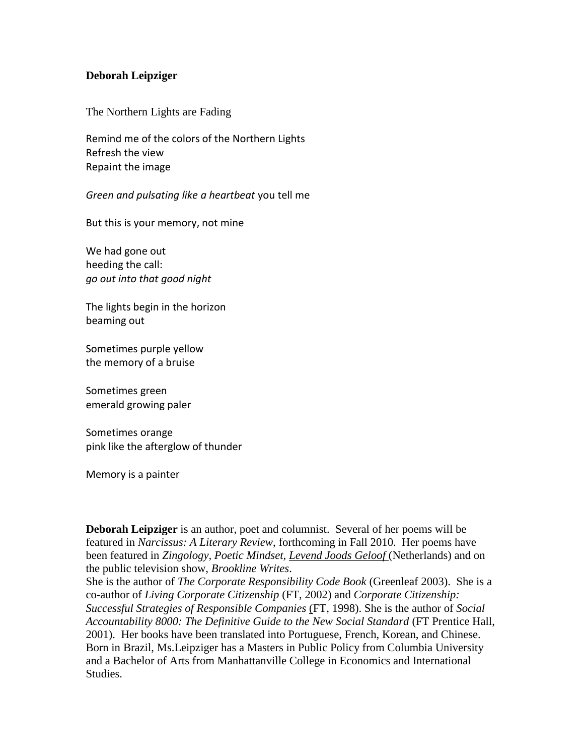**Deborah Leipziger**

The Northern Lights are Fading

Remind me of the colors of the Northern Lights  
Refresh the view  
Repaint the image

*Green and pulsating like a heartbeat* you tell me

But this is your memory, not mine

We had gone out  
heeding the call:  
*go out into that good night*

The lights begin in the horizon  
beaming out

Sometimes purple yellow  
the memory of a bruise

Sometimes green  
emerald growing paler

Sometimes orange  
pink like the afterglow of thunder

Memory is a painter

**Deborah Leipziger** is an author, poet and columnist. Several of her poems will be featured in *Narcissus: A Literary Review*, forthcoming in Fall 2010. Her poems have been featured in *Zingology, Poetic Mindset*, *Levend Joods Geloof* (Netherlands) and on the public television show, *Brookline Writes*.  
She is the author of *The Corporate Responsibility Code Book* (Greenleaf 2003). She is a co-author of *Living Corporate Citizenship* (FT, 2002) and *Corporate Citizenship: Successful Strategies of Responsible Companies* (FT, 1998). She is the author of *Social Accountability 8000: The Definitive Guide to the New Social Standard* (FT Prentice Hall, 2001). Her books have been translated into Portuguese, French, Korean, and Chinese. Born in Brazil, Ms.Leipziger has a Masters in Public Policy from Columbia University and a Bachelor of Arts from Manhattanville College in Economics and International Studies.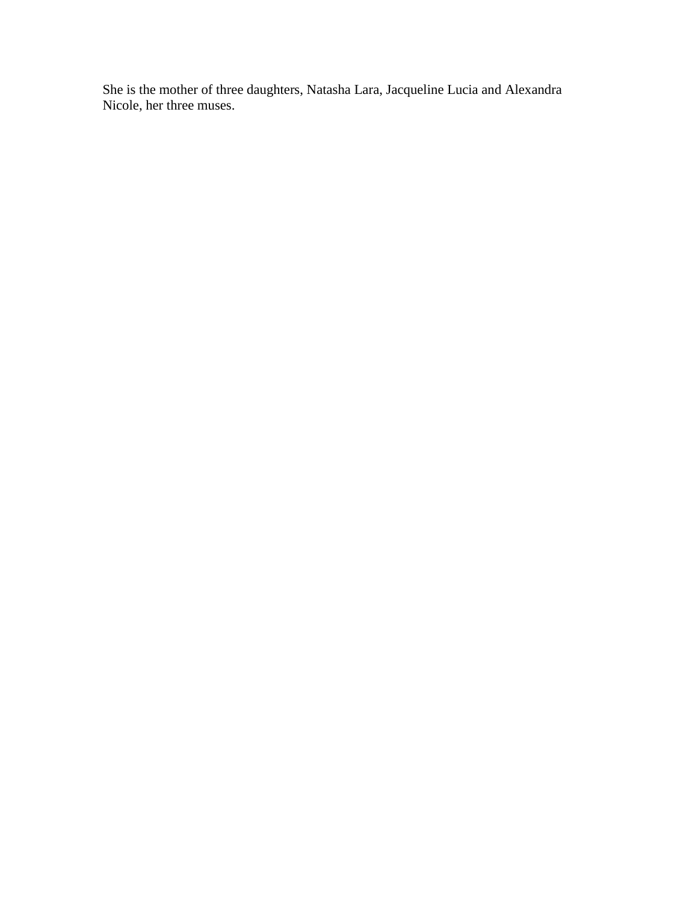She is the mother of three daughters, Natasha Lara, Jacqueline Lucia and Alexandra Nicole, her three muses.